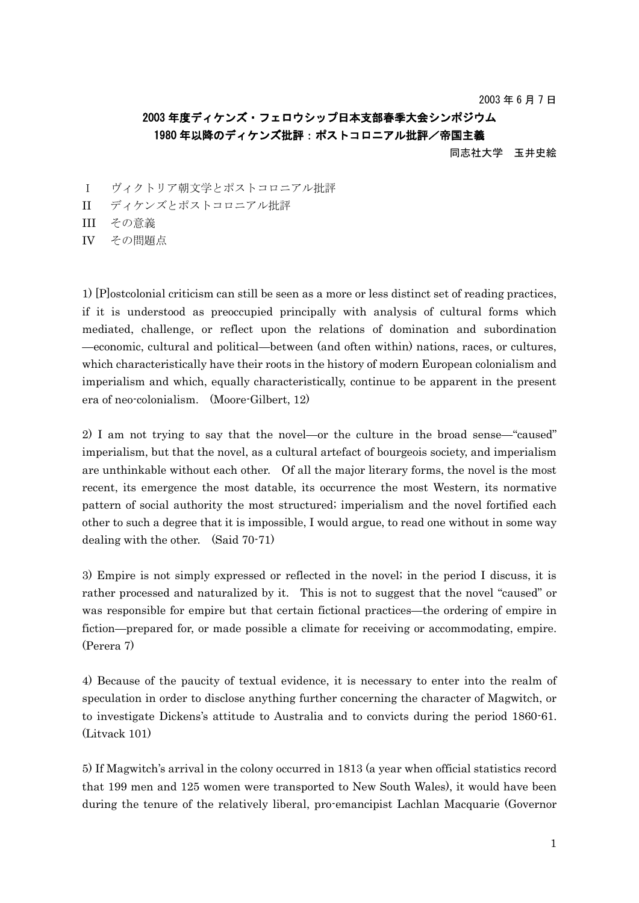2003 年 6 月 7 日

## 2003 年度ディケンズ・フェロウシップ日本支部春季大会シンポジウム
## 1980 年以降のディケンズ批評：ポストコロニアル批評／帝国主義

同志社大学　玉井史絵

Ⅰ　ヴィクトリア朝文学とポストコロニアル批評
II　ディケンズとポストコロニアル批評
III　その意義
IV　その問題点

1) [P]ostcolonial criticism can still be seen as a more or less distinct set of reading practices, if it is understood as preoccupied principally with analysis of cultural forms which mediated, challenge, or reflect upon the relations of domination and subordination —economic, cultural and political—between (and often within) nations, races, or cultures, which characteristically have their roots in the history of modern European colonialism and imperialism and which, equally characteristically, continue to be apparent in the present era of neo-colonialism. (Moore-Gilbert, 12)

2) I am not trying to say that the novel—or the culture in the broad sense—"caused" imperialism, but that the novel, as a cultural artefact of bourgeois society, and imperialism are unthinkable without each other. Of all the major literary forms, the novel is the most recent, its emergence the most datable, its occurrence the most Western, its normative pattern of social authority the most structured; imperialism and the novel fortified each other to such a degree that it is impossible, I would argue, to read one without in some way dealing with the other. (Said 70-71)

3) Empire is not simply expressed or reflected in the novel; in the period I discuss, it is rather processed and naturalized by it. This is not to suggest that the novel "caused" or was responsible for empire but that certain fictional practices—the ordering of empire in fiction—prepared for, or made possible a climate for receiving or accommodating, empire. (Perera 7)

4) Because of the paucity of textual evidence, it is necessary to enter into the realm of speculation in order to disclose anything further concerning the character of Magwitch, or to investigate Dickens's attitude to Australia and to convicts during the period 1860-61. (Litvack 101)

5) If Magwitch's arrival in the colony occurred in 1813 (a year when official statistics record that 199 men and 125 women were transported to New South Wales), it would have been during the tenure of the relatively liberal, pro-emancipist Lachlan Macquarie (Governor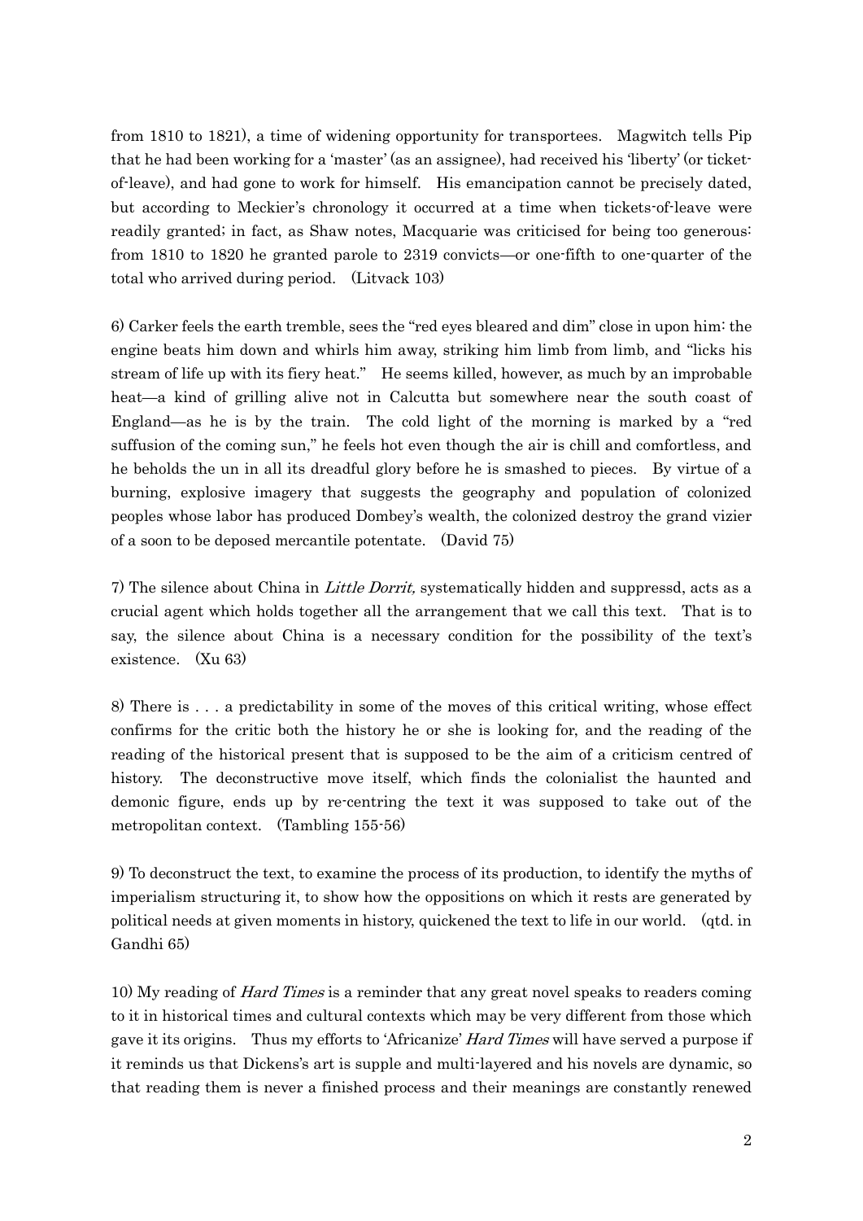from 1810 to 1821), a time of widening opportunity for transportees. Magwitch tells Pip that he had been working for a 'master' (as an assignee), had received his 'liberty' (or ticket-of-leave), and had gone to work for himself. His emancipation cannot be precisely dated, but according to Meckier's chronology it occurred at a time when tickets-of-leave were readily granted; in fact, as Shaw notes, Macquarie was criticised for being too generous: from 1810 to 1820 he granted parole to 2319 convicts—or one-fifth to one-quarter of the total who arrived during period. (Litvack 103)

6) Carker feels the earth tremble, sees the "red eyes bleared and dim" close in upon him: the engine beats him down and whirls him away, striking him limb from limb, and "licks his stream of life up with its fiery heat." He seems killed, however, as much by an improbable heat—a kind of grilling alive not in Calcutta but somewhere near the south coast of England—as he is by the train. The cold light of the morning is marked by a "red suffusion of the coming sun," he feels hot even though the air is chill and comfortless, and he beholds the un in all its dreadful glory before he is smashed to pieces. By virtue of a burning, explosive imagery that suggests the geography and population of colonized peoples whose labor has produced Dombey's wealth, the colonized destroy the grand vizier of a soon to be deposed mercantile potentate. (David 75)

7) The silence about China in *Little Dorrit,* systematically hidden and suppressd, acts as a crucial agent which holds together all the arrangement that we call this text. That is to say, the silence about China is a necessary condition for the possibility of the text's existence. (Xu 63)

8) There is . . . a predictability in some of the moves of this critical writing, whose effect confirms for the critic both the history he or she is looking for, and the reading of the reading of the historical present that is supposed to be the aim of a criticism centred of history. The deconstructive move itself, which finds the colonialist the haunted and demonic figure, ends up by re-centring the text it was supposed to take out of the metropolitan context. (Tambling 155-56)

9) To deconstruct the text, to examine the process of its production, to identify the myths of imperialism structuring it, to show how the oppositions on which it rests are generated by political needs at given moments in history, quickened the text to life in our world. (qtd. in Gandhi 65)

10) My reading of *Hard Times* is a reminder that any great novel speaks to readers coming to it in historical times and cultural contexts which may be very different from those which gave it its origins. Thus my efforts to 'Africanize' *Hard Times* will have served a purpose if it reminds us that Dickens's art is supple and multi-layered and his novels are dynamic, so that reading them is never a finished process and their meanings are constantly renewed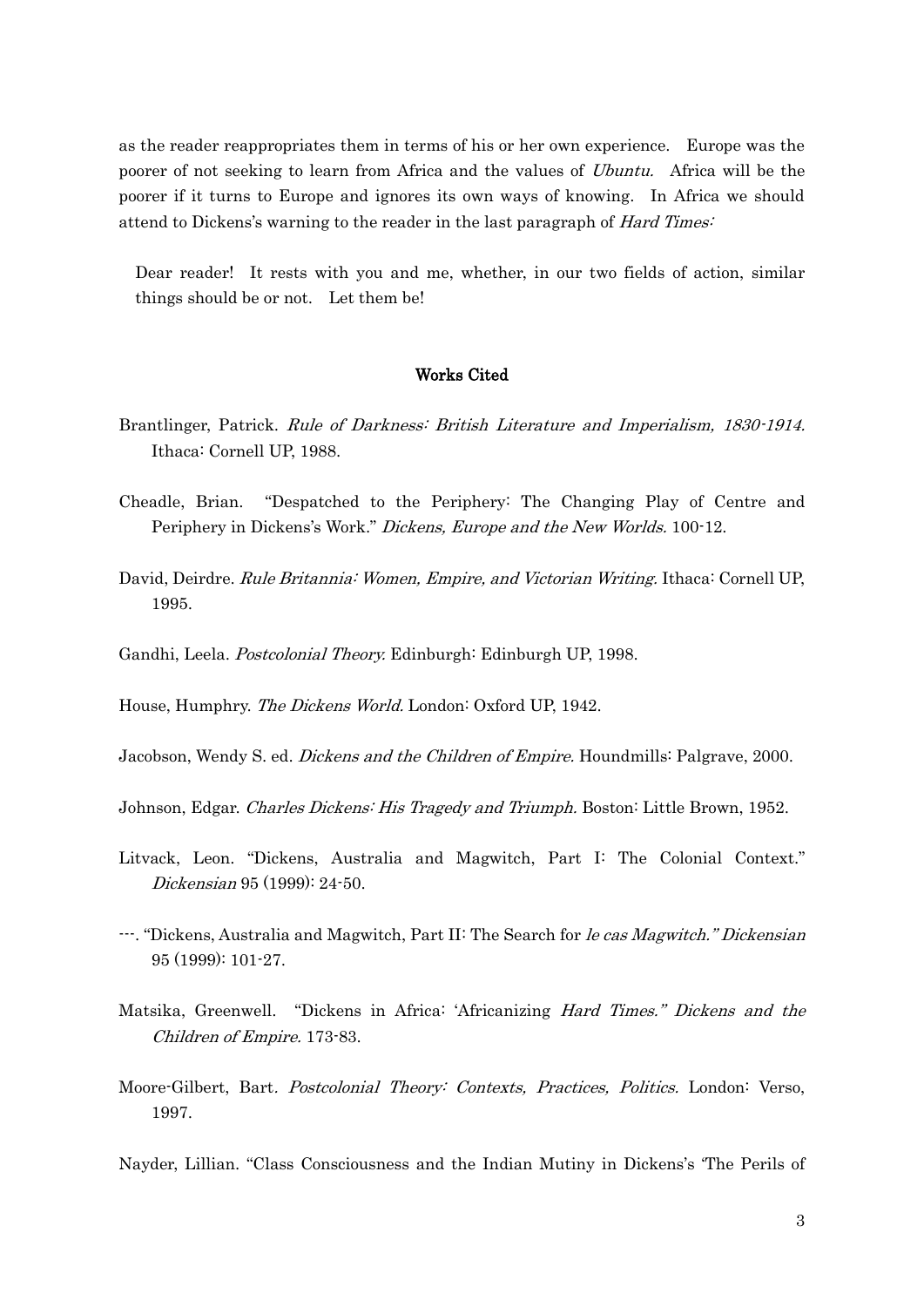as the reader reappropriates them in terms of his or her own experience. Europe was the poorer of not seeking to learn from Africa and the values of *Ubuntu.* Africa will be the poorer if it turns to Europe and ignores its own ways of knowing. In Africa we should attend to Dickens's warning to the reader in the last paragraph of *Hard Times:*

> Dear reader! It rests with you and me, whether, in our two fields of action, similar things should be or not. Let them be!

## Works Cited

Brantlinger, Patrick. *Rule of Darkness: British Literature and Imperialism, 1830-1914.* Ithaca: Cornell UP, 1988.

Cheadle, Brian. "Despatched to the Periphery: The Changing Play of Centre and Periphery in Dickens's Work." *Dickens, Europe and the New Worlds.* 100-12.

David, Deirdre. *Rule Britannia: Women, Empire, and Victorian Writing.* Ithaca: Cornell UP, 1995.

Gandhi, Leela. *Postcolonial Theory.* Edinburgh: Edinburgh UP, 1998.

House, Humphry. *The Dickens World.* London: Oxford UP, 1942.

Jacobson, Wendy S. ed. *Dickens and the Children of Empire.* Houndmills: Palgrave, 2000.

Johnson, Edgar. *Charles Dickens: His Tragedy and Triumph.* Boston: Little Brown, 1952.

Litvack, Leon. "Dickens, Australia and Magwitch, Part I: The Colonial Context." *Dickensian* 95 (1999): 24-50.

---. "Dickens, Australia and Magwitch, Part II: The Search for *le cas Magwitch." Dickensian* 95 (1999): 101-27.

Matsika, Greenwell. "Dickens in Africa: 'Africanizing *Hard Times." Dickens and the Children of Empire.* 173-83.

Moore-Gilbert, Bart. *Postcolonial Theory: Contexts, Practices, Politics.* London: Verso, 1997.

Nayder, Lillian. "Class Consciousness and the Indian Mutiny in Dickens's 'The Perils of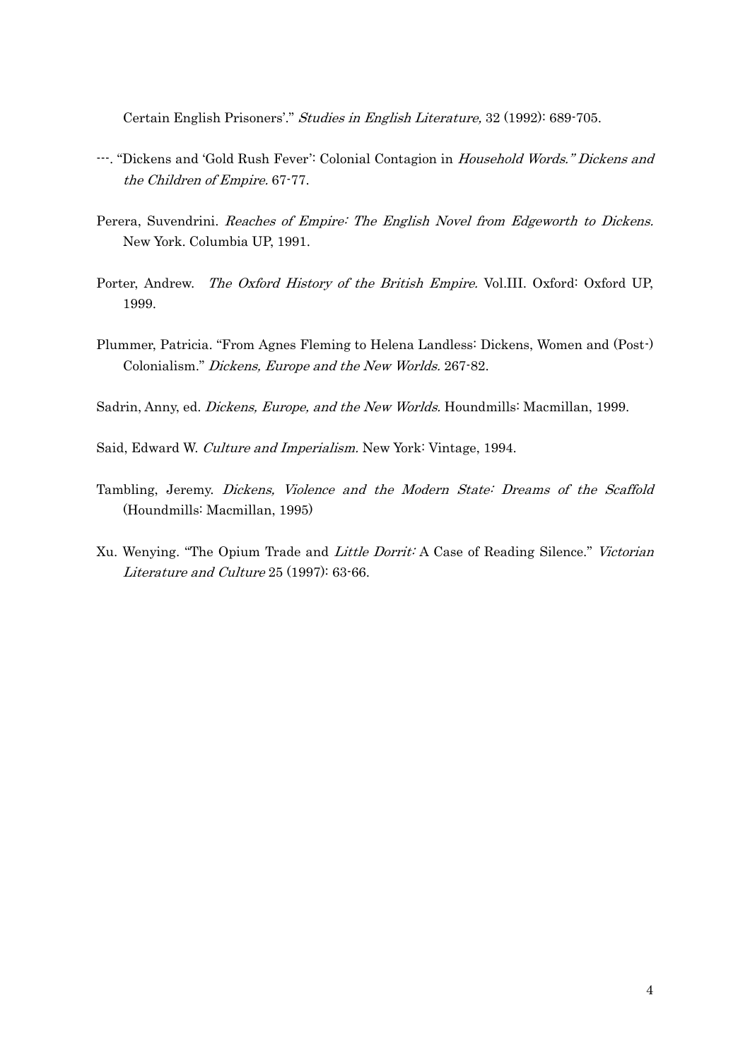Certain English Prisoners'." *Studies in English Literature,* 32 (1992): 689-705.

---. "Dickens and 'Gold Rush Fever': Colonial Contagion in *Household Words." Dickens and the Children of Empire.* 67-77.

Perera, Suvendrini. *Reaches of Empire: The English Novel from Edgeworth to Dickens.* New York. Columbia UP, 1991.

Porter, Andrew. *The Oxford History of the British Empire.* Vol.III. Oxford: Oxford UP, 1999.

Plummer, Patricia. "From Agnes Fleming to Helena Landless: Dickens, Women and (Post-) Colonialism." *Dickens, Europe and the New Worlds.* 267-82.

Sadrin, Anny, ed. *Dickens, Europe, and the New Worlds.* Houndmills: Macmillan, 1999.

Said, Edward W. *Culture and Imperialism.* New York: Vintage, 1994.

Tambling, Jeremy. *Dickens, Violence and the Modern State: Dreams of the Scaffold* (Houndmills: Macmillan, 1995)

Xu. Wenying. "The Opium Trade and *Little Dorrit:* A Case of Reading Silence." *Victorian Literature and Culture* 25 (1997): 63-66.